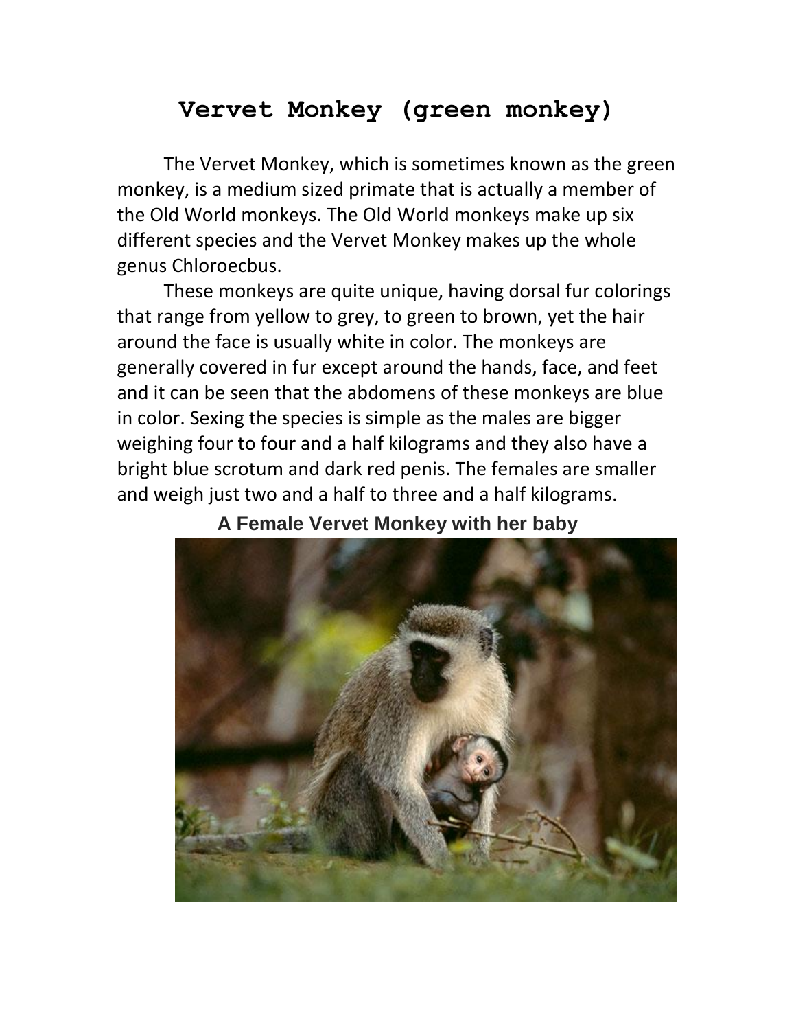# Vervet Monkey (green monkey)

The Vervet Monkey, which is sometimes known as the green monkey, is a medium sized primate that is actually a member of the Old World monkeys. The Old World monkeys make up six different species and the Vervet Monkey makes up the whole genus Chloroecbus.

These monkeys are quite unique, having dorsal fur colorings that range from yellow to grey, to green to brown, yet the hair around the face is usually white in color. The monkeys are generally covered in fur except around the hands, face, and feet and it can be seen that the abdomens of these monkeys are blue in color. Sexing the species is simple as the males are bigger weighing four to four and a half kilograms and they also have a bright blue scrotum and dark red penis. The females are smaller and weigh just two and a half to three and a half kilograms.

**A Female Vervet Monkey with her baby**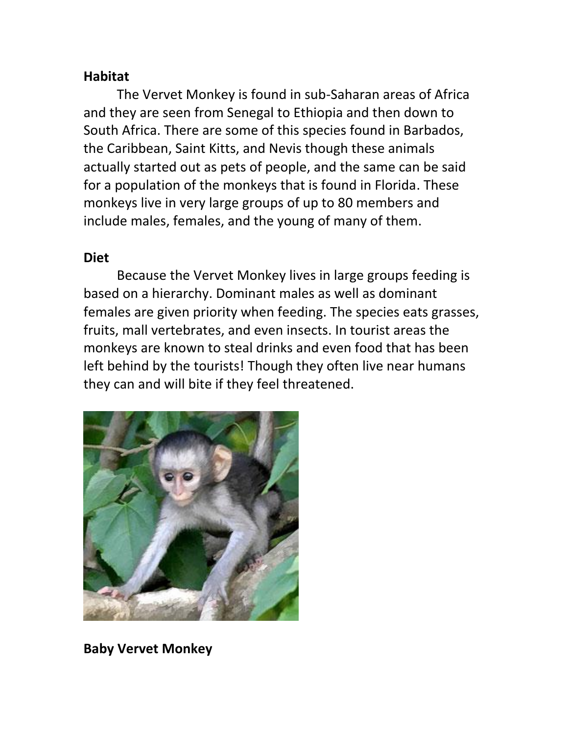**Habitat**

The Vervet Monkey is found in sub-Saharan areas of Africa and they are seen from Senegal to Ethiopia and then down to South Africa. There are some of this species found in Barbados, the Caribbean, Saint Kitts, and Nevis though these animals actually started out as pets of people, and the same can be said for a population of the monkeys that is found in Florida. These monkeys live in very large groups of up to 80 members and include males, females, and the young of many of them.

**Diet**

Because the Vervet Monkey lives in large groups feeding is based on a hierarchy. Dominant males as well as dominant females are given priority when feeding. The species eats grasses, fruits, mall vertebrates, and even insects. In tourist areas the monkeys are known to steal drinks and even food that has been left behind by the tourists! Though they often live near humans they can and will bite if they feel threatened.

**Baby Vervet Monkey**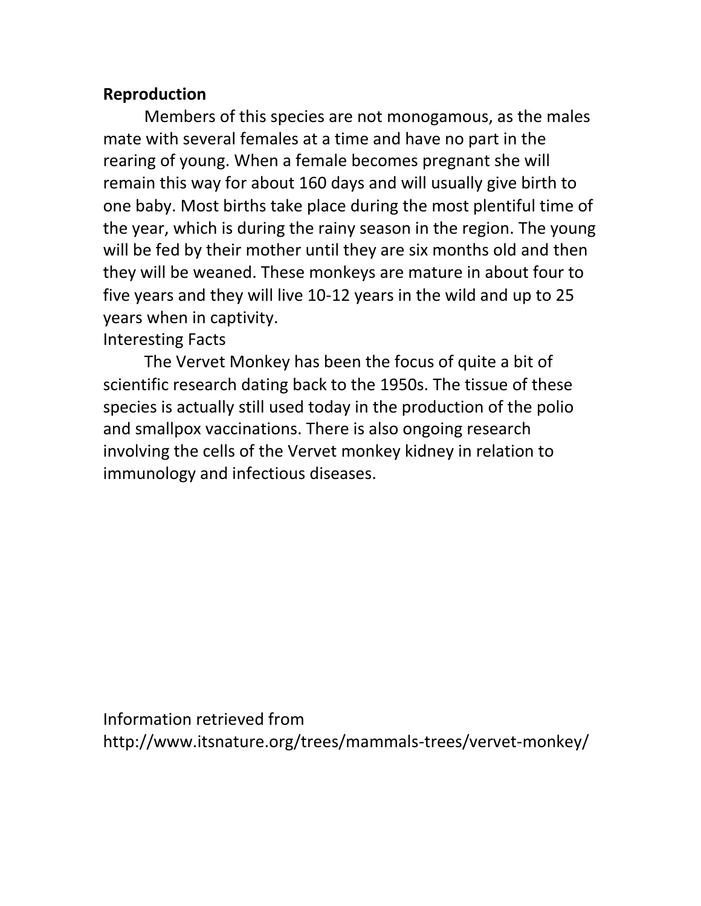**Reproduction**

Members of this species are not monogamous, as the males mate with several females at a time and have no part in the rearing of young. When a female becomes pregnant she will remain this way for about 160 days and will usually give birth to one baby. Most births take place during the most plentiful time of the year, which is during the rainy season in the region. The young will be fed by their mother until they are six months old and then they will be weaned. These monkeys are mature in about four to five years and they will live 10-12 years in the wild and up to 25 years when in captivity.

Interesting Facts

The Vervet Monkey has been the focus of quite a bit of scientific research dating back to the 1950s. The tissue of these species is actually still used today in the production of the polio and smallpox vaccinations. There is also ongoing research involving the cells of the Vervet monkey kidney in relation to immunology and infectious diseases.

Information retrieved from
http://www.itsnature.org/trees/mammals-trees/vervet-monkey/